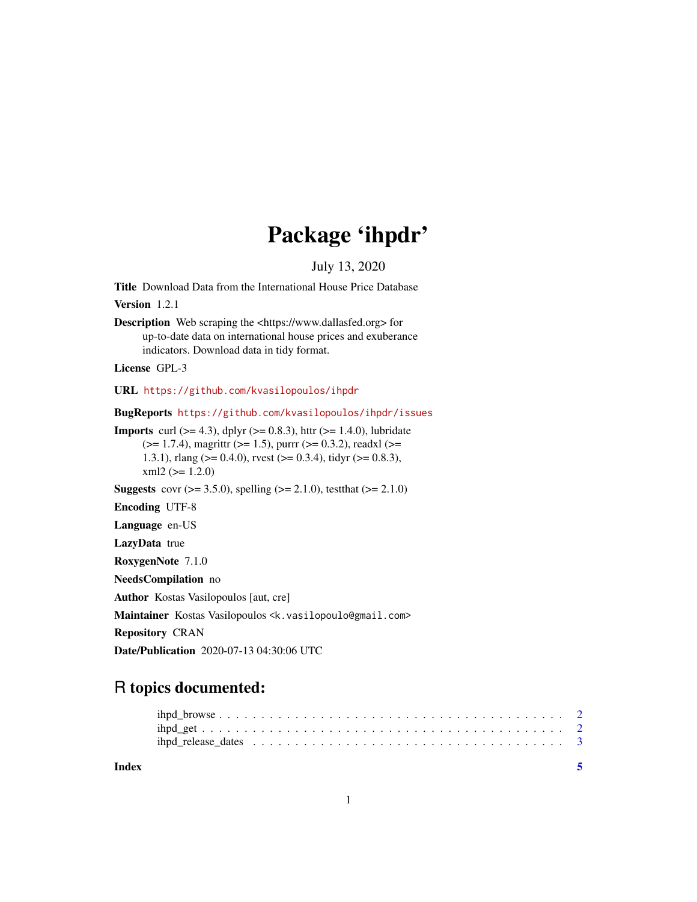# Package 'ihpdr'

July 13, 2020

**Title** Download Data from the International House Price Database

**Version** 1.2.1

**Description** Web scraping the <https://www.dallasfed.org> for up-to-date data on international house prices and exuberance indicators. Download data in tidy format.

**License** GPL-3

**URL** https://github.com/kvasilopoulos/ihpdr

**BugReports** https://github.com/kvasilopoulos/ihpdr/issues

**Imports** curl (>= 4.3), dplyr (>= 0.8.3), httr (>= 1.4.0), lubridate (>= 1.7.4), magrittr (>= 1.5), purrr (>= 0.3.2), readxl (>= 1.3.1), rlang (>= 0.4.0), rvest (>= 0.3.4), tidyr (>= 0.8.3), xml2 (>= 1.2.0)

**Suggests** covr (>= 3.5.0), spelling (>= 2.1.0), testthat (>= 2.1.0)

**Encoding** UTF-8

**Language** en-US

**LazyData** true

**RoxygenNote** 7.1.0

**NeedsCompilation** no

**Author** Kostas Vasilopoulos [aut, cre]

**Maintainer** Kostas Vasilopoulos <k.vasilopoulo@gmail.com>

**Repository** CRAN

**Date/Publication** 2020-07-13 04:30:06 UTC

## R topics documented:

- ihpd_browse . . . . . . . . . . . . . . . . . . . . . . . . . . . . . . . . . . . . . . . 2
- ihpd_get . . . . . . . . . . . . . . . . . . . . . . . . . . . . . . . . . . . . . . . . . 2
- ihpd_release_dates . . . . . . . . . . . . . . . . . . . . . . . . . . . . . . . . . . . 3

**Index** **5**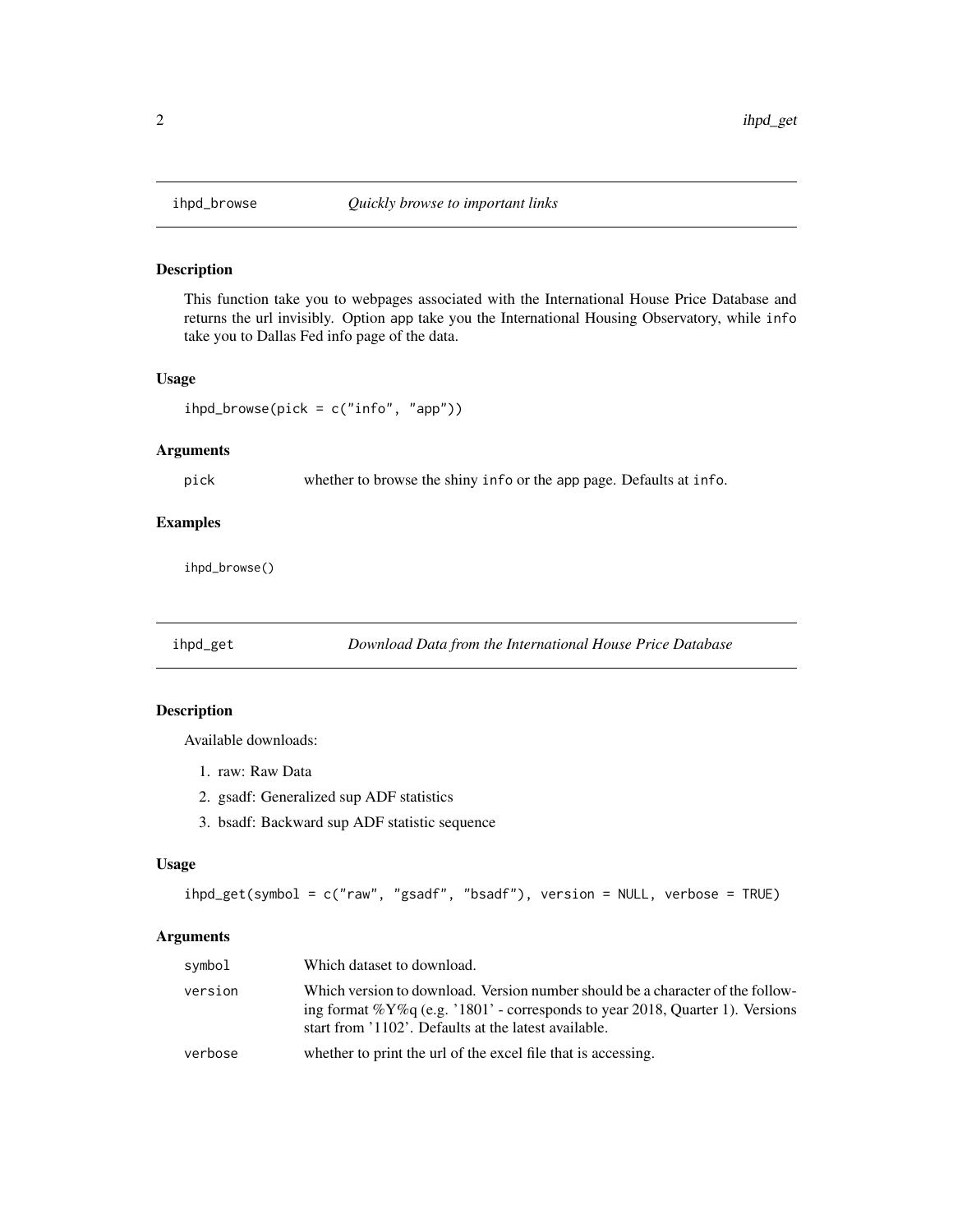## ihpd_browse — *Quickly browse to important links*

### Description

This function take you to webpages associated with the International House Price Database and returns the url invisibly. Option `app` take you the International Housing Observatory, while `info` take you to Dallas Fed info page of the data.

### Usage

```
ihpd_browse(pick = c("info", "app"))
```

### Arguments

| | |
|---|---|
| pick | whether to browse the shiny `info` or the `app` page. Defaults at `info`. |

### Examples

```
ihpd_browse()
```

## ihpd_get — *Download Data from the International House Price Database*

### Description

Available downloads:

1. raw: Raw Data
2. gsadf: Generalized sup ADF statistics
3. bsadf: Backward sup ADF statistic sequence

### Usage

```
ihpd_get(symbol = c("raw", "gsadf", "bsadf"), version = NULL, verbose = TRUE)
```

### Arguments

| | |
|---|---|
| symbol | Which dataset to download. |
| version | Which version to download. Version number should be a character of the following format %Y%q (e.g. '1801' - corresponds to year 2018, Quarter 1). Versions start from '1102'. Defaults at the latest available. |
| verbose | whether to print the url of the excel file that is accessing. |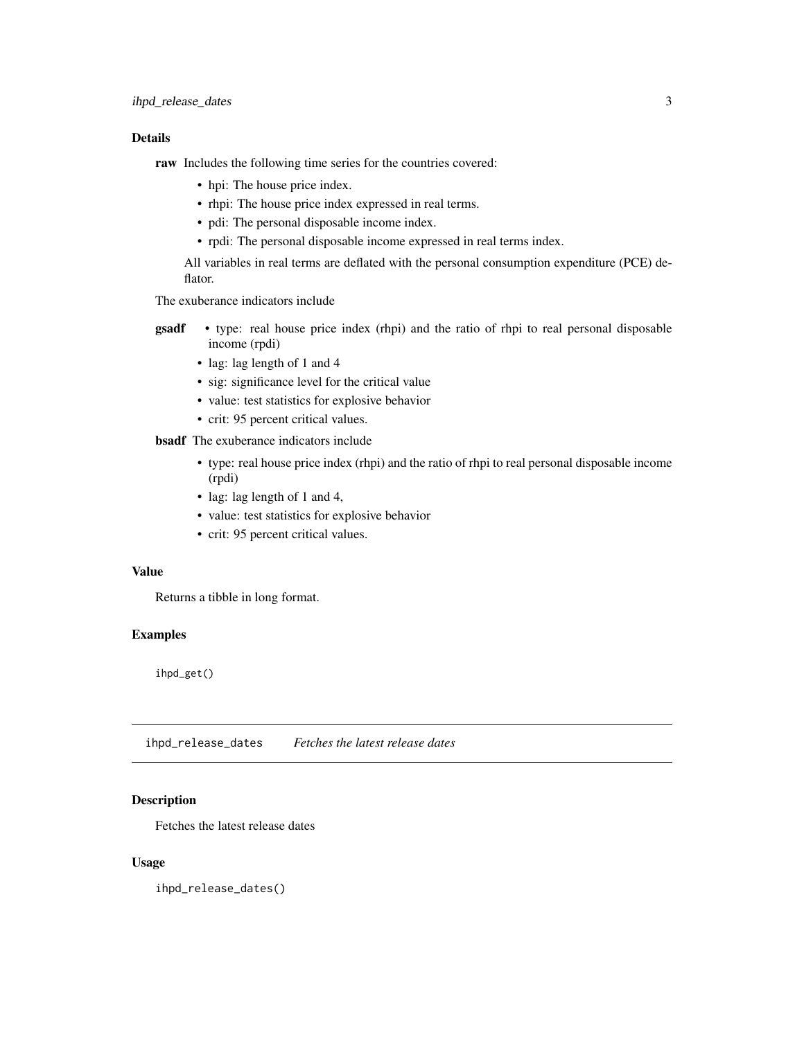### Details

**raw** Includes the following time series for the countries covered:

- hpi: The house price index.
- rhpi: The house price index expressed in real terms.
- pdi: The personal disposable income index.
- rpdi: The personal disposable income expressed in real terms index.

All variables in real terms are deflated with the personal consumption expenditure (PCE) deflator.

The exuberance indicators include

**gsadf**

- type: real house price index (rhpi) and the ratio of rhpi to real personal disposable income (rpdi)
- lag: lag length of 1 and 4
- sig: significance level for the critical value
- value: test statistics for explosive behavior
- crit: 95 percent critical values.

**bsadf** The exuberance indicators include

- type: real house price index (rhpi) and the ratio of rhpi to real personal disposable income (rpdi)
- lag: lag length of 1 and 4,
- value: test statistics for explosive behavior
- crit: 95 percent critical values.

### Value

Returns a tibble in long format.

### Examples

```
ihpd_get()
```

## ihpd_release_dates *Fetches the latest release dates*

### Description

Fetches the latest release dates

### Usage

```
ihpd_release_dates()
```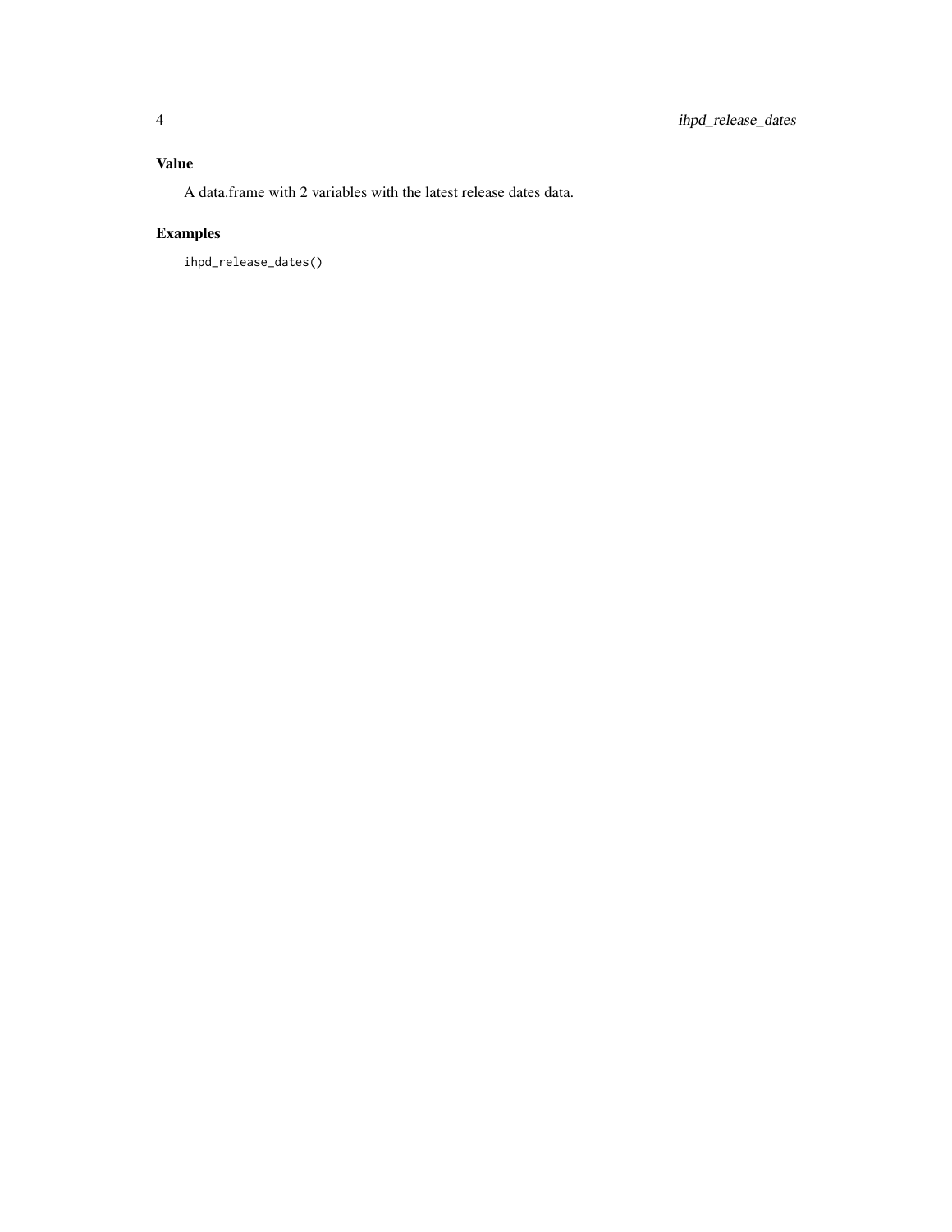### Value

A data.frame with 2 variables with the latest release dates data.

### Examples

```
ihpd_release_dates()
```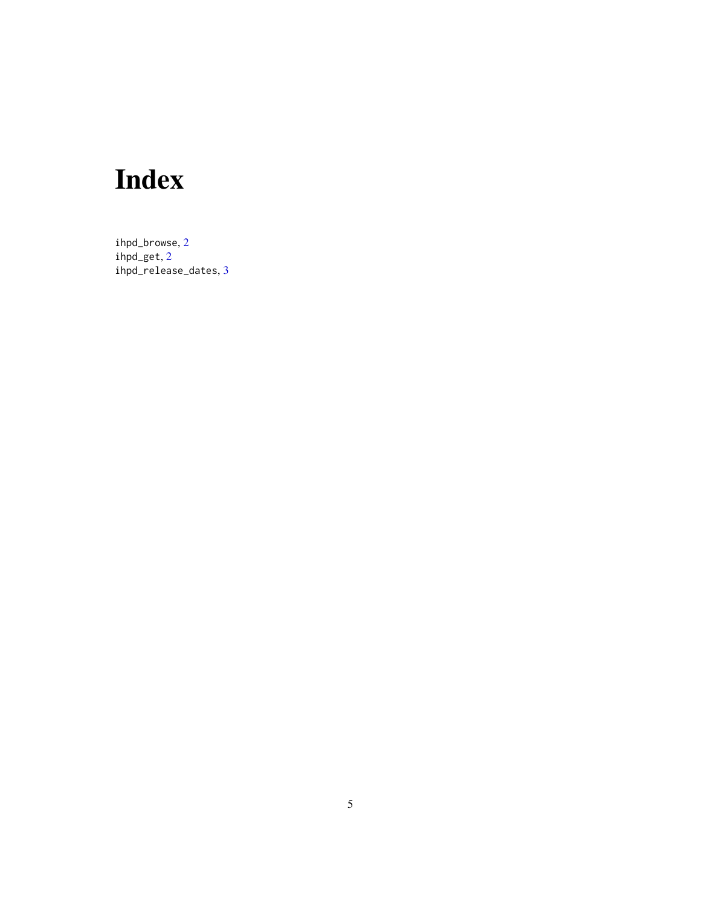# Index

ihpd_browse, 2
ihpd_get, 2
ihpd_release_dates, 3